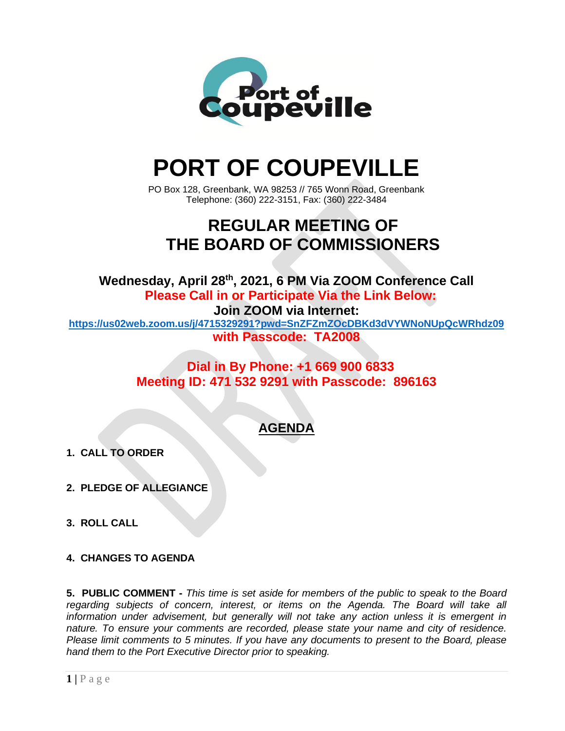# PORT OF COUPEVILLE

PO Box 128, Greenbank, WA 98253 // 765 Wonn Road, Greenbank
Telephone: (360) 222-3151, Fax: (360) 222-3484

## REGULAR MEETING OF THE BOARD OF COMMISSIONERS

**Wednesday, April 28th, 2021, 6 PM Via ZOOM Conference Call**

**Please Call in or Participate Via the Link Below:**

**Join ZOOM via Internet:**

**https://us02web.zoom.us/j/4715329291?pwd=SnZFZmZOcDBKd3dVYWNoNUpQcWRhdz09**

**with Passcode: TA2008**

**Dial in By Phone: +1 669 900 6833**

**Meeting ID: 471 532 9291 with Passcode: 896163**

## AGENDA

**1. CALL TO ORDER**

**2. PLEDGE OF ALLEGIANCE**

**3. ROLL CALL**

**4. CHANGES TO AGENDA**

**5. PUBLIC COMMENT -** *This time is set aside for members of the public to speak to the Board regarding subjects of concern, interest, or items on the Agenda. The Board will take all information under advisement, but generally will not take any action unless it is emergent in nature. To ensure your comments are recorded, please state your name and city of residence. Please limit comments to 5 minutes. If you have any documents to present to the Board, please hand them to the Port Executive Director prior to speaking.*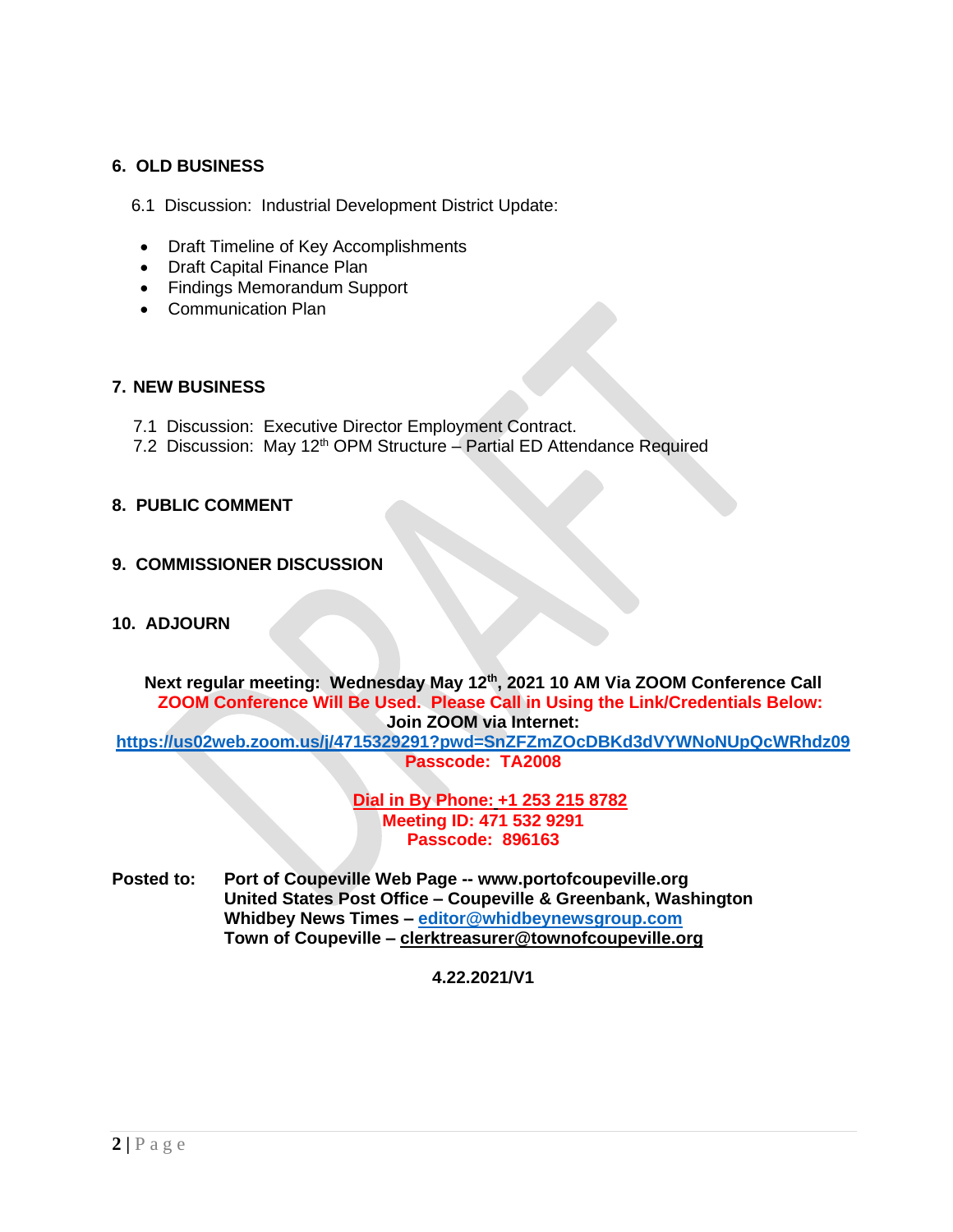## 6. OLD BUSINESS

6.1 Discussion: Industrial Development District Update:

- Draft Timeline of Key Accomplishments
- Draft Capital Finance Plan
- Findings Memorandum Support
- Communication Plan

## 7. NEW BUSINESS

7.1 Discussion: Executive Director Employment Contract.
7.2 Discussion: May 12th OPM Structure – Partial ED Attendance Required

## 8. PUBLIC COMMENT

## 9. COMMISSIONER DISCUSSION

## 10. ADJOURN

**Next regular meeting: Wednesday May 12th, 2021 10 AM Via ZOOM Conference Call**
**ZOOM Conference Will Be Used. Please Call in Using the Link/Credentials Below:**
**Join ZOOM via Internet:**
**https://us02web.zoom.us/j/4715329291?pwd=SnZFZmZOcDBKd3dVYWNoNUpQcWRhdz09**
**Passcode: TA2008**

**Dial in By Phone: +1 253 215 8782**
**Meeting ID: 471 532 9291**
**Passcode: 896163**

**Posted to:** **Port of Coupeville Web Page -- www.portofcoupeville.org**
**United States Post Office – Coupeville & Greenbank, Washington**
**Whidbey News Times – editor@whidbeynewsgroup.com**
**Town of Coupeville – clerktreasurer@townofcoupeville.org**

**4.22.2021/V1**